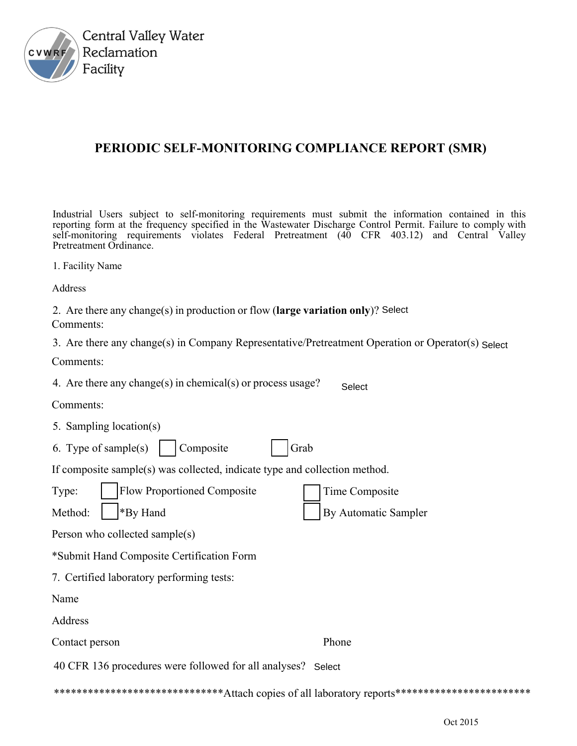Central Valley Water Reclamation Facility

# PERIODIC SELF-MONITORING COMPLIANCE REPORT (SMR)

Industrial Users subject to self-monitoring requirements must submit the information contained in this reporting form at the frequency specified in the Wastewater Discharge Control Permit. Failure to comply with self-monitoring requirements violates Federal Pretreatment (40 CFR 403.12) and Central Valley Pretreatment Ordinance.

1. Facility Name

Address

2. Are there any change(s) in production or flow (**large variation only**)? Select

Comments:

3. Are there any change(s) in Company Representative/Pretreatment Operation or Operator(s) Select

Comments:

4. Are there any change(s) in chemical(s) or process usage? Select

Comments:

5. Sampling location(s)

6. Type of sample(s) ☐ Composite ☐ Grab

If composite sample(s) was collected, indicate type and collection method.

Type: ☐ Flow Proportioned Composite ☐ Time Composite

Method: ☐ *By Hand ☐ By Automatic Sampler

Person who collected sample(s)

*Submit Hand Composite Certification Form

7. Certified laboratory performing tests:

Name

Address

Contact person Phone

40 CFR 136 procedures were followed for all analyses? Select

******************************Attach copies of all laboratory reports************************

Oct 2015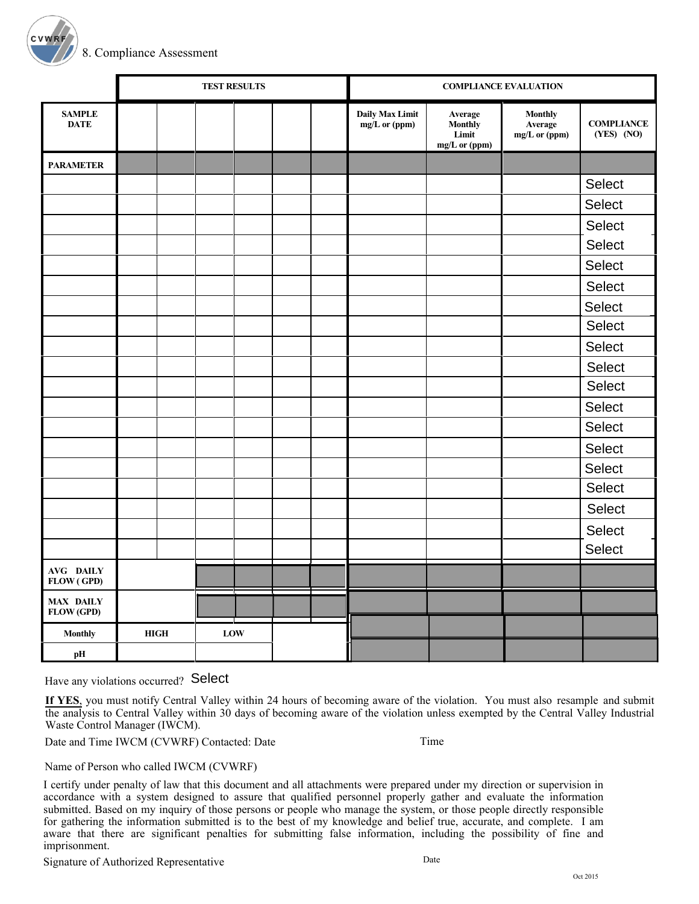8. Compliance Assessment

| | TEST RESULTS | | | | | | COMPLIANCE EVALUATION | | | |
|---|---|---|---|---|---|---|---|---|---|---|
| **SAMPLE DATE** | | | | | | | **Daily Max Limit mg/L or (ppm)** | **Average Monthly Limit mg/L or (ppm)** | **Monthly Average mg/L or (ppm)** | **COMPLIANCE (YES) (NO)** |
| **PARAMETER** | | | | | | | | | | |
| | | | | | | | | | | Select |
| | | | | | | | | | | Select |
| | | | | | | | | | | Select |
| | | | | | | | | | | Select |
| | | | | | | | | | | Select |
| | | | | | | | | | | Select |
| | | | | | | | | | | Select |
| | | | | | | | | | | Select |
| | | | | | | | | | | Select |
| | | | | | | | | | | Select |
| | | | | | | | | | | Select |
| | | | | | | | | | | Select |
| | | | | | | | | | | Select |
| | | | | | | | | | | Select |
| | | | | | | | | | | Select |
| | | | | | | | | | | Select |
| | | | | | | | | | | Select |
| | | | | | | | | | | Select |
| | | | | | | | | | | Select |
| **AVG DAILY FLOW ( GPD)** | | | | | | | | | | |
| **MAX DAILY FLOW (GPD)** | | | | | | | | | | |
| **Monthly** | **HIGH** | | **LOW** | | | | | | | |
| **pH** | | | | | | | | | | |

Have any violations occurred? Select

**If YES**, you must notify Central Valley within 24 hours of becoming aware of the violation. You must also resample and submit the analysis to Central Valley within 30 days of becoming aware of the violation unless exempted by the Central Valley Industrial Waste Control Manager (IWCM).

Date and Time IWCM (CVWRF) Contacted: Date Time

Name of Person who called IWCM (CVWRF)

I certify under penalty of law that this document and all attachments were prepared under my direction or supervision in accordance with a system designed to assure that qualified personnel properly gather and evaluate the information submitted. Based on my inquiry of those persons or people who manage the system, or those people directly responsible for gathering the information submitted is to the best of my knowledge and belief true, accurate, and complete. I am aware that there are significant penalties for submitting false information, including the possibility of fine and imprisonment.

Signature of Authorized Representative Date

Oct 2015